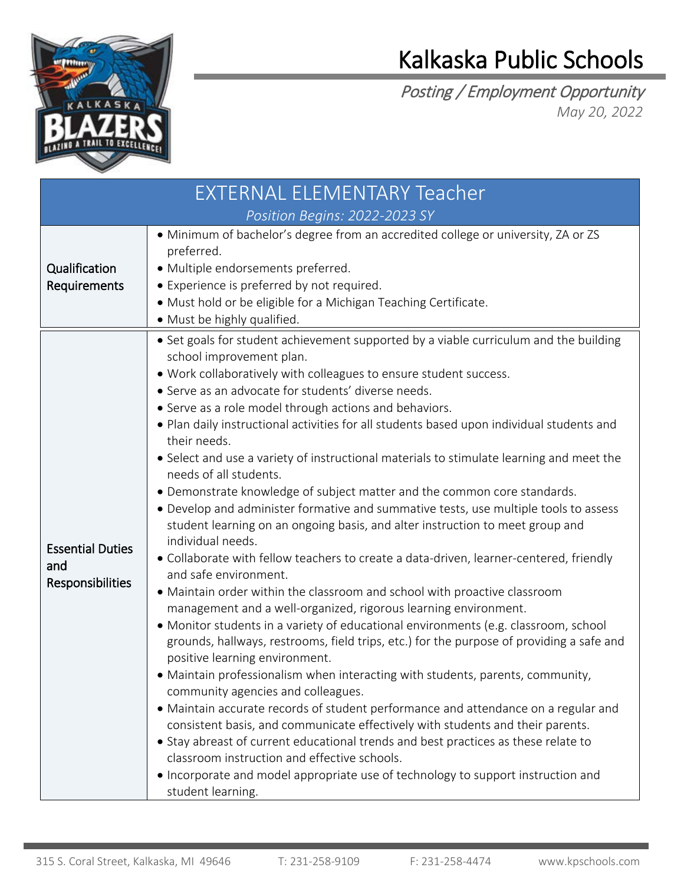# Kalkaska Public Schools

*Posting / Employment Opportunity*

*May 20, 2022*

## EXTERNAL ELEMENTARY Teacher

*Position Begins: 2022-2023 SY*

| | |
|---|---|
| **Qualification Requirements** | • Minimum of bachelor's degree from an accredited college or university, ZA or ZS preferred.<br>• Multiple endorsements preferred.<br>• Experience is preferred by not required.<br>• Must hold or be eligible for a Michigan Teaching Certificate.<br>• Must be highly qualified. |
| **Essential Duties and Responsibilities** | • Set goals for student achievement supported by a viable curriculum and the building school improvement plan.<br>• Work collaboratively with colleagues to ensure student success.<br>• Serve as an advocate for students' diverse needs.<br>• Serve as a role model through actions and behaviors.<br>• Plan daily instructional activities for all students based upon individual students and their needs.<br>• Select and use a variety of instructional materials to stimulate learning and meet the needs of all students.<br>• Demonstrate knowledge of subject matter and the common core standards.<br>• Develop and administer formative and summative tests, use multiple tools to assess student learning on an ongoing basis, and alter instruction to meet group and individual needs.<br>• Collaborate with fellow teachers to create a data-driven, learner-centered, friendly and safe environment.<br>• Maintain order within the classroom and school with proactive classroom management and a well-organized, rigorous learning environment.<br>• Monitor students in a variety of educational environments (e.g. classroom, school grounds, hallways, restrooms, field trips, etc.) for the purpose of providing a safe and positive learning environment.<br>• Maintain professionalism when interacting with students, parents, community, community agencies and colleagues.<br>• Maintain accurate records of student performance and attendance on a regular and consistent basis, and communicate effectively with students and their parents.<br>• Stay abreast of current educational trends and best practices as these relate to classroom instruction and effective schools.<br>• Incorporate and model appropriate use of technology to support instruction and student learning. |

315 S. Coral Street, Kalkaska, MI 49646 T: 231-258-9109 F: 231-258-4474 www.kpschools.com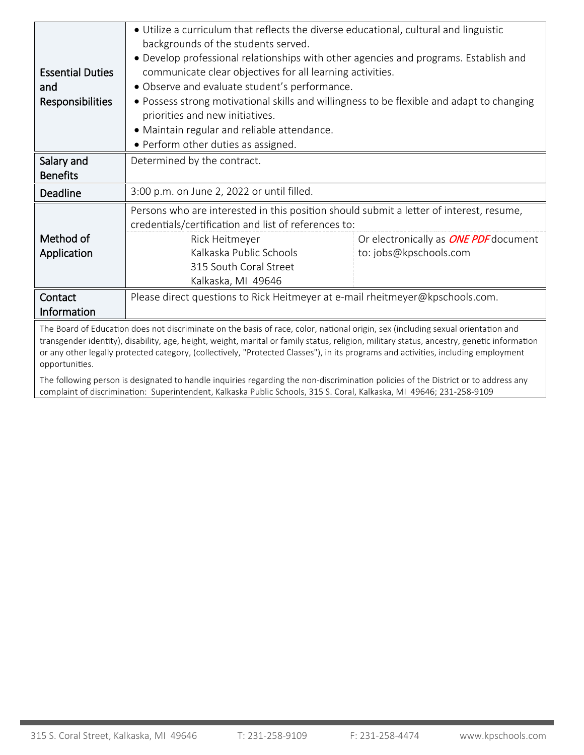| | |
|---|---|
| Essential Duties and Responsibilities | • Utilize a curriculum that reflects the diverse educational, cultural and linguistic backgrounds of the students served.<br>• Develop professional relationships with other agencies and programs. Establish and communicate clear objectives for all learning activities.<br>• Observe and evaluate student's performance.<br>• Possess strong motivational skills and willingness to be flexible and adapt to changing priorities and new initiatives.<br>• Maintain regular and reliable attendance.<br>• Perform other duties as assigned. |
| Salary and Benefits | Determined by the contract. |
| Deadline | 3:00 p.m. on June 2, 2022 or until filled. |
| Method of Application | Persons who are interested in this position should submit a letter of interest, resume, credentials/certification and list of references to:<br>Rick Heitmeyer<br>Kalkaska Public Schools<br>315 South Coral Street<br>Kalkaska, MI 49646<br>Or electronically as ***ONE PDF*** document to: jobs@kpschools.com |
| Contact Information | Please direct questions to Rick Heitmeyer at e-mail rheitmeyer@kpschools.com. |

The Board of Education does not discriminate on the basis of race, color, national origin, sex (including sexual orientation and transgender identity), disability, age, height, weight, marital or family status, religion, military status, ancestry, genetic information or any other legally protected category, (collectively, "Protected Classes"), in its programs and activities, including employment opportunities.

The following person is designated to handle inquiries regarding the non-discrimination policies of the District or to address any complaint of discrimination: Superintendent, Kalkaska Public Schools, 315 S. Coral, Kalkaska, MI 49646; 231-258-9109